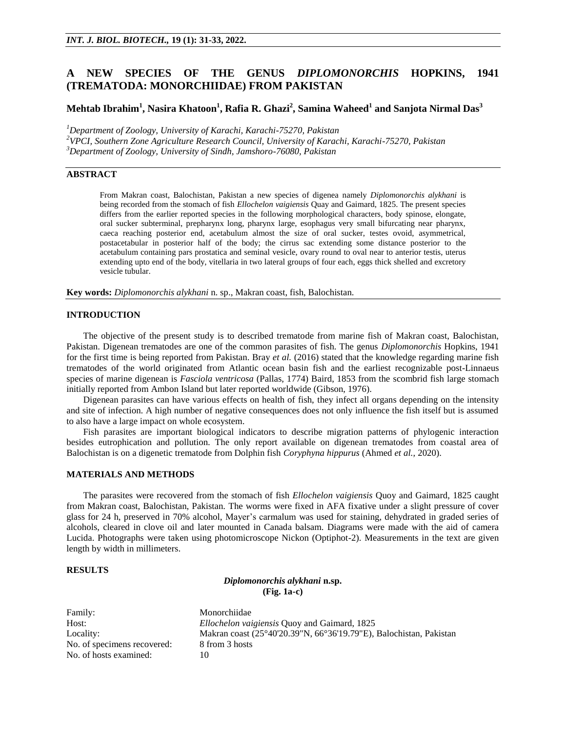# A NEW SPECIES OF THE GENUS *DIPLOMONORCHIS* HOPKINS, 1941 (TREMATODA: MONORCHIIDAE) FROM PAKISTAN

**Mehtab Ibrahim[1], Nasira Khatoon[1], Rafia R. Ghazi[2], Samina Waheed[1] and Sanjota Nirmal Das[3]**

[1]*Department of Zoology, University of Karachi, Karachi-75270, Pakistan*
[2]*VPCI, Southern Zone Agriculture Research Council, University of Karachi, Karachi-75270, Pakistan*
[3]*Department of Zoology, University of Sindh, Jamshoro-76080, Pakistan*

## ABSTRACT

From Makran coast, Balochistan, Pakistan a new species of digenea namely *Diplomonorchis alykhani* is being recorded from the stomach of fish *Ellochelon vaigiensis* Quay and Gaimard, 1825. The present species differs from the earlier reported species in the following morphological characters, body spinose, elongate, oral sucker subterminal, prepharynx long, pharynx large, esophagus very small bifurcating near pharynx, caeca reaching posterior end, acetabulum almost the size of oral sucker, testes ovoid, asymmetrical, postacetabular in posterior half of the body; the cirrus sac extending some distance posterior to the acetabulum containing pars prostatica and seminal vesicle, ovary round to oval near to anterior testis, uterus extending upto end of the body, vitellaria in two lateral groups of four each, eggs thick shelled and excretory vesicle tubular.

**Key words:** *Diplomonorchis alykhani* n. sp., Makran coast, fish, Balochistan.

## INTRODUCTION

The objective of the present study is to described trematode from marine fish of Makran coast, Balochistan, Pakistan. Digenean trematodes are one of the common parasites of fish. The genus *Diplomonorchis* Hopkins, 1941 for the first time is being reported from Pakistan. Bray *et al.* (2016) stated that the knowledge regarding marine fish trematodes of the world originated from Atlantic ocean basin fish and the earliest recognizable post-Linnaeus species of marine digenean is *Fasciola ventricosa* (Pallas, 1774) Baird, 1853 from the scombrid fish large stomach initially reported from Ambon Island but later reported worldwide (Gibson, 1976).

Digenean parasites can have various effects on health of fish, they infect all organs depending on the intensity and site of infection. A high number of negative consequences does not only influence the fish itself but is assumed to also have a large impact on whole ecosystem.

Fish parasites are important biological indicators to describe migration patterns of phylogenic interaction besides eutrophication and pollution. The only report available on digenean trematodes from coastal area of Balochistan is on a digenetic trematode from Dolphin fish *Coryphyna hippurus* (Ahmed *et al.,* 2020).

## MATERIALS AND METHODS

The parasites were recovered from the stomach of fish *Ellochelon vaigiensis* Quoy and Gaimard, 1825 caught from Makran coast, Balochistan, Pakistan. The worms were fixed in AFA fixative under a slight pressure of cover glass for 24 h, preserved in 70% alcohol, Mayer's carmalum was used for staining, dehydrated in graded series of alcohols, cleared in clove oil and later mounted in Canada balsam. Diagrams were made with the aid of camera Lucida. Photographs were taken using photomicroscope Nickon (Optiphot-2). Measurements in the text are given length by width in millimeters.

## RESULTS

### *Diplomonorchis alykhani* n.sp.
**(Fig. 1a-c)**

| | |
|---|---|
| Family: | Monorchiidae |
| Host: | *Ellochelon vaigiensis* Quoy and Gaimard, 1825 |
| Locality: | Makran coast (25°40'20.39"N, 66°36'19.79"E), Balochistan, Pakistan |
| No. of specimens recovered: | 8 from 3 hosts |
| No. of hosts examined: | 10 |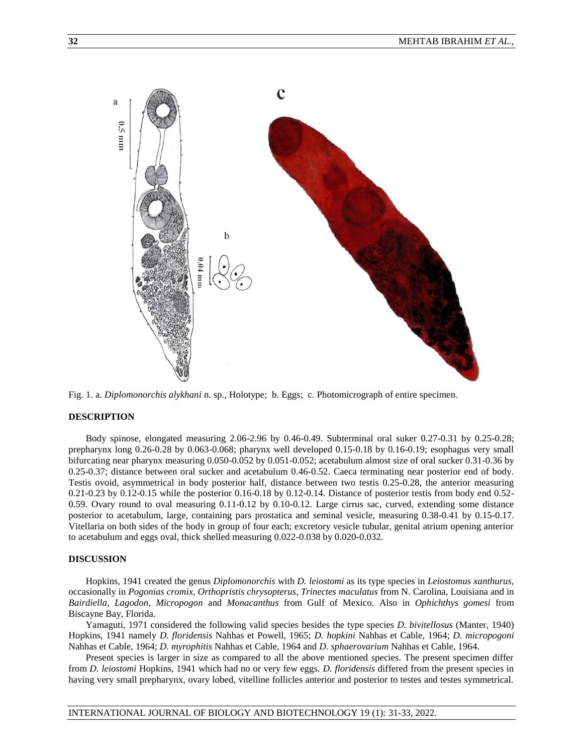Fig. 1. a. *Diplomonorchis alykhani* n. sp., Holotype; b. Eggs; c. Photomicrograph of entire specimen.

## DESCRIPTION

Body spinose, elongated measuring 2.06-2.96 by 0.46-0.49. Subterminal oral suker 0.27-0.31 by 0.25-0.28; prepharynx long 0.26-0.28 by 0.063-0.068; pharynx well developed 0.15-0.18 by 0.16-0.19; esophagus very small bifurcating near pharynx measuring 0.050-0.052 by 0.051-0.052; acetabulum almost size of oral sucker 0.31-0.36 by 0.25-0.37; distance between oral sucker and acetabulum 0.46-0.52. Caeca terminating near posterior end of body. Testis ovoid, asymmetrical in body posterior half, distance between two testis 0.25-0.28, the anterior measuring 0.21-0.23 by 0.12-0.15 while the posterior 0.16-0.18 by 0.12-0.14. Distance of posterior testis from body end 0.52-0.59. Ovary round to oval measuring 0.11-0.12 by 0.10-0.12. Large cirrus sac, curved, extending some distance posterior to acetabulum, large, containing pars prostatica and seminal vesicle, measuring 0.38-0.41 by 0.15-0.17. Vitellaria on both sides of the body in group of four each; excretory vesicle tubular, genital atrium opening anterior to acetabulum and eggs oval, thick shelled measuring 0.022-0.038 by 0.020-0.032.

## DISCUSSION

Hopkins, 1941 created the genus *Diplomonorchis* with *D. leiostomi* as its type species in *Leiostomus xanthurus*, occasionally in *Pogonias cromix, Orthopristis chrysopterus, Trinectes maculatus* from N. Carolina, Louisiana and in *Bairdiella, Lagodon, Micropogon* and *Monacanthus* from Gulf of Mexico. Also in *Ophichthys gomesi* from Biscayne Bay, Florida.

Yamaguti, 1971 considered the following valid species besides the type species *D. bivitellosus* (Manter, 1940) Hopkins, 1941 namely *D. floridensis* Nahhas et Powell, 1965; *D. hopkini* Nahhas et Cable, 1964; *D. micropogoni* Nahhas et Cable, 1964; *D. myrophitis* Nahhas et Cable, 1964 and *D. sphaerovarium* Nahhas et Cable, 1964.

Present species is larger in size as compared to all the above mentioned species. The present specimen differ from *D. leiostomi* Hopkins, 1941 which had no or very few eggs. *D. floridensis* differed from the present species in having very small prepharynx, ovary lobed, vitelline follicles anterior and posterior to testes and testes symmetrical.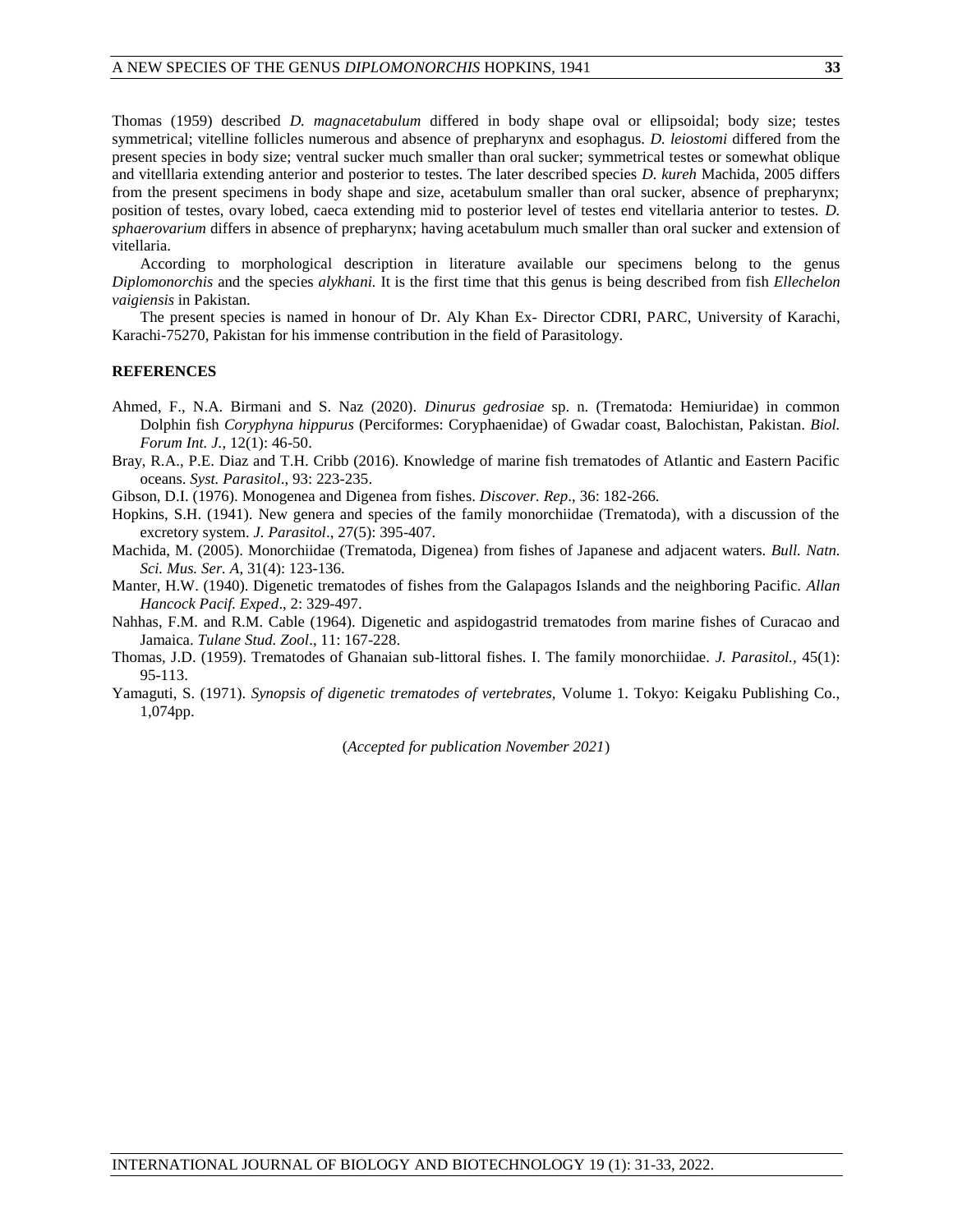Thomas (1959) described *D. magnacetabulum* differed in body shape oval or ellipsoidal; body size; testes symmetrical; vitelline follicles numerous and absence of prepharynx and esophagus. *D. leiostomi* differed from the present species in body size; ventral sucker much smaller than oral sucker; symmetrical testes or somewhat oblique and vitelllaria extending anterior and posterior to testes. The later described species *D. kureh* Machida, 2005 differs from the present specimens in body shape and size, acetabulum smaller than oral sucker, absence of prepharynx; position of testes, ovary lobed, caeca extending mid to posterior level of testes end vitellaria anterior to testes. *D. sphaerovarium* differs in absence of prepharynx; having acetabulum much smaller than oral sucker and extension of vitellaria.

According to morphological description in literature available our specimens belong to the genus *Diplomonorchis* and the species *alykhani.* It is the first time that this genus is being described from fish *Ellechelon vaigiensis* in Pakistan.

The present species is named in honour of Dr. Aly Khan Ex- Director CDRI, PARC, University of Karachi, Karachi-75270, Pakistan for his immense contribution in the field of Parasitology.

## REFERENCES

Ahmed, F., N.A. Birmani and S. Naz (2020). *Dinurus gedrosiae* sp. n. (Trematoda: Hemiuridae) in common Dolphin fish *Coryphyna hippurus* (Perciformes: Coryphaenidae) of Gwadar coast, Balochistan, Pakistan. *Biol. Forum Int. J.,* 12(1): 46-50.

Bray, R.A., P.E. Diaz and T.H. Cribb (2016). Knowledge of marine fish trematodes of Atlantic and Eastern Pacific oceans. *Syst. Parasitol*., 93: 223-235.

Gibson, D.I. (1976). Monogenea and Digenea from fishes. *Discover. Rep*., 36: 182-266.

Hopkins, S.H. (1941). New genera and species of the family monorchiidae (Trematoda), with a discussion of the excretory system. *J. Parasitol*., 27(5): 395-407.

Machida, M. (2005). Monorchiidae (Trematoda, Digenea) from fishes of Japanese and adjacent waters. *Bull. Natn. Sci. Mus. Ser. A*, 31(4): 123-136.

Manter, H.W. (1940). Digenetic trematodes of fishes from the Galapagos Islands and the neighboring Pacific. *Allan Hancock Pacif. Exped*., 2: 329-497.

Nahhas, F.M. and R.M. Cable (1964). Digenetic and aspidogastrid trematodes from marine fishes of Curacao and Jamaica. *Tulane Stud. Zool*., 11: 167-228.

Thomas, J.D. (1959). Trematodes of Ghanaian sub-littoral fishes. I. The family monorchiidae. *J. Parasitol.,* 45(1): 95-113.

Yamaguti, S. (1971). *Synopsis of digenetic trematodes of vertebrates,* Volume 1. Tokyo: Keigaku Publishing Co., 1,074pp.

(*Accepted for publication November 2021*)